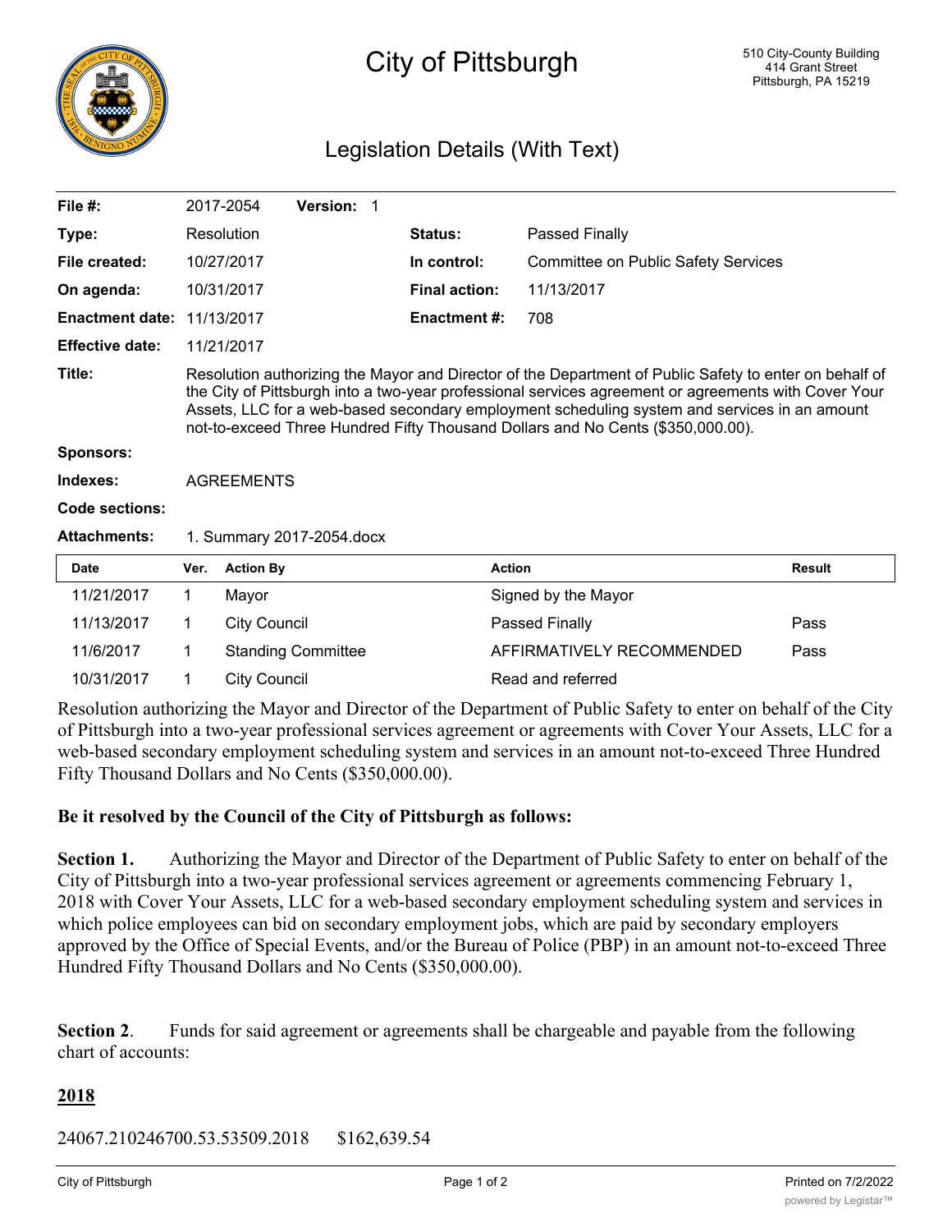# City of Pittsburgh

510 City-County Building
414 Grant Street
Pittsburgh, PA 15219

## Legislation Details (With Text)

| | | | |
|---|---|---|---|
| **File #:** | 2017-2054 **Version:** 1 | | |
| **Type:** | Resolution | **Status:** | Passed Finally |
| **File created:** | 10/27/2017 | **In control:** | Committee on Public Safety Services |
| **On agenda:** | 10/31/2017 | **Final action:** | 11/13/2017 |
| **Enactment date:** | 11/13/2017 | **Enactment #:** | 708 |
| **Effective date:** | 11/21/2017 | | |

**Title:** Resolution authorizing the Mayor and Director of the Department of Public Safety to enter on behalf of the City of Pittsburgh into a two-year professional services agreement or agreements with Cover Your Assets, LLC for a web-based secondary employment scheduling system and services in an amount not-to-exceed Three Hundred Fifty Thousand Dollars and No Cents ($350,000.00).

**Sponsors:**

**Indexes:** AGREEMENTS

**Code sections:**

**Attachments:** 1. Summary 2017-2054.docx

| Date | Ver. | Action By | Action | Result |
|---|---|---|---|---|
| 11/21/2017 | 1 | Mayor | Signed by the Mayor | |
| 11/13/2017 | 1 | City Council | Passed Finally | Pass |
| 11/6/2017 | 1 | Standing Committee | AFFIRMATIVELY RECOMMENDED | Pass |
| 10/31/2017 | 1 | City Council | Read and referred | |

Resolution authorizing the Mayor and Director of the Department of Public Safety to enter on behalf of the City of Pittsburgh into a two-year professional services agreement or agreements with Cover Your Assets, LLC for a web-based secondary employment scheduling system and services in an amount not-to-exceed Three Hundred Fifty Thousand Dollars and No Cents ($350,000.00).

**Be it resolved by the Council of the City of Pittsburgh as follows:**

**Section 1.** Authorizing the Mayor and Director of the Department of Public Safety to enter on behalf of the City of Pittsburgh into a two-year professional services agreement or agreements commencing February 1, 2018 with Cover Your Assets, LLC for a web-based secondary employment scheduling system and services in which police employees can bid on secondary employment jobs, which are paid by secondary employers approved by the Office of Special Events, and/or the Bureau of Police (PBP) in an amount not-to-exceed Three Hundred Fifty Thousand Dollars and No Cents ($350,000.00).

**Section 2**. Funds for said agreement or agreements shall be chargeable and payable from the following chart of accounts:

**2018**

24067.210246700.53.53509.2018 $162,639.54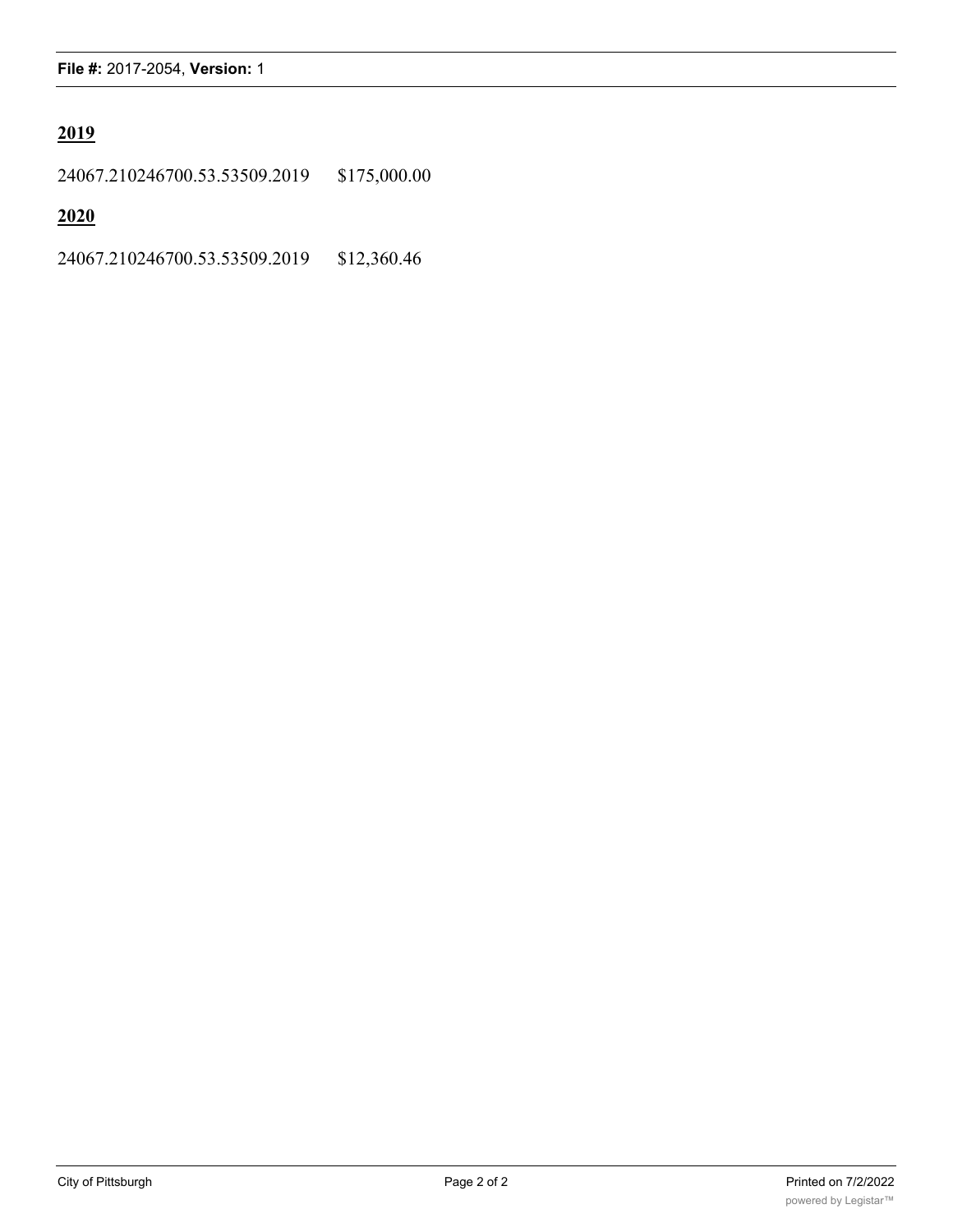**2019**

24067.210246700.53.53509.2019 $175,000.00

**2020**

24067.210246700.53.53509.2019 $12,360.46